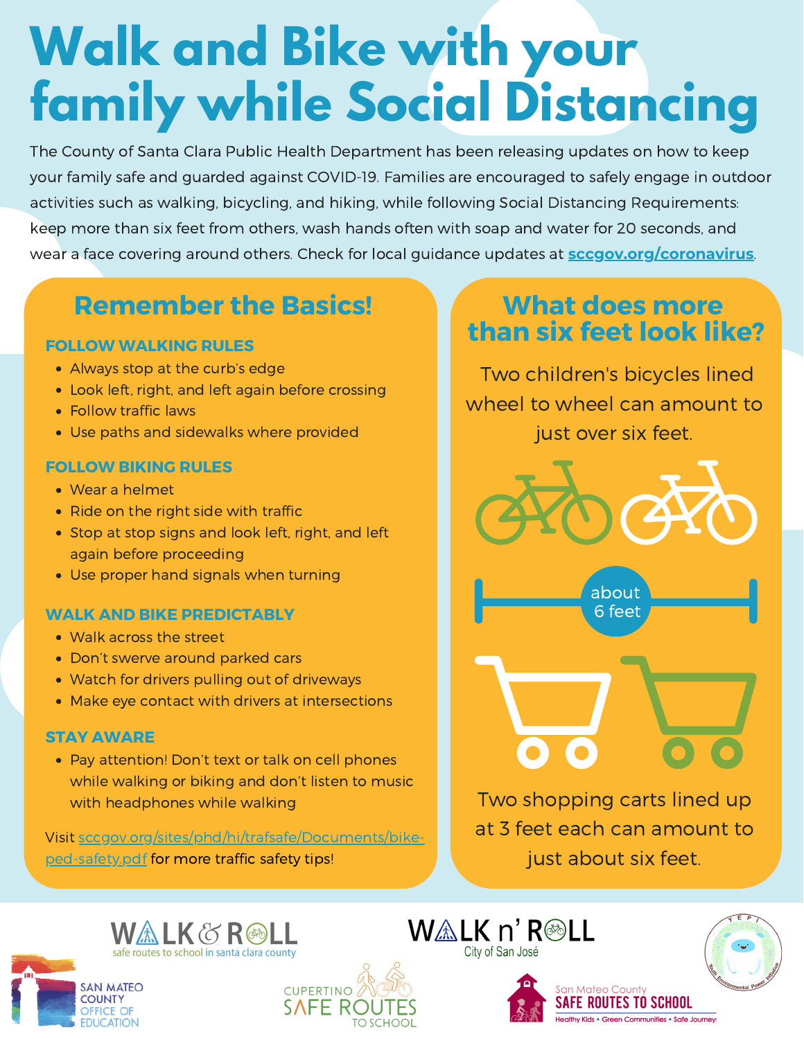# Walk and Bike with your family while Social Distancing

The County of Santa Clara Public Health Department has been releasing updates on how to keep your family safe and guarded against COVID-19. Families are encouraged to safely engage in outdoor activities such as walking, bicycling, and hiking, while following Social Distancing Requirements: keep more than six feet from others, wash hands often with soap and water for 20 seconds, and wear a face covering around others. Check for local guidance updates at [sccgov.org/coronavirus](sccgov.org/coronavirus).

## Remember the Basics!

### FOLLOW WALKING RULES

- Always stop at the curb's edge
- Look left, right, and left again before crossing
- Follow traffic laws
- Use paths and sidewalks where provided

### FOLLOW BIKING RULES

- Wear a helmet
- Ride on the right side with traffic
- Stop at stop signs and look left, right, and left again before proceeding
- Use proper hand signals when turning

### WALK AND BIKE PREDICTABLY

- Walk across the street
- Don't swerve around parked cars
- Watch for drivers pulling out of driveways
- Make eye contact with drivers at intersections

### STAY AWARE

- Pay attention! Don't text or talk on cell phones while walking or biking and don't listen to music with headphones while walking

Visit [sccgov.org/sites/phd/hi/trafsafe/Documents/bike-ped-safety.pdf](sccgov.org/sites/phd/hi/trafsafe/Documents/bike-ped-safety.pdf) for more traffic safety tips!

## What does more than six feet look like?

Two children's bicycles lined wheel to wheel can amount to just over six feet.

about 6 feet

Two shopping carts lined up at 3 feet each can amount to just about six feet.

WALK & ROLL safe routes to school in santa clara county

WALK n' ROLL City of San José

Youth Environmental Power Initiative

SAN MATEO COUNTY OFFICE OF EDUCATION

CUPERTINO SAFE ROUTES TO SCHOOL

San Mateo County SAFE ROUTES TO SCHOOL Healthy Kids • Green Communities • Safe Journeys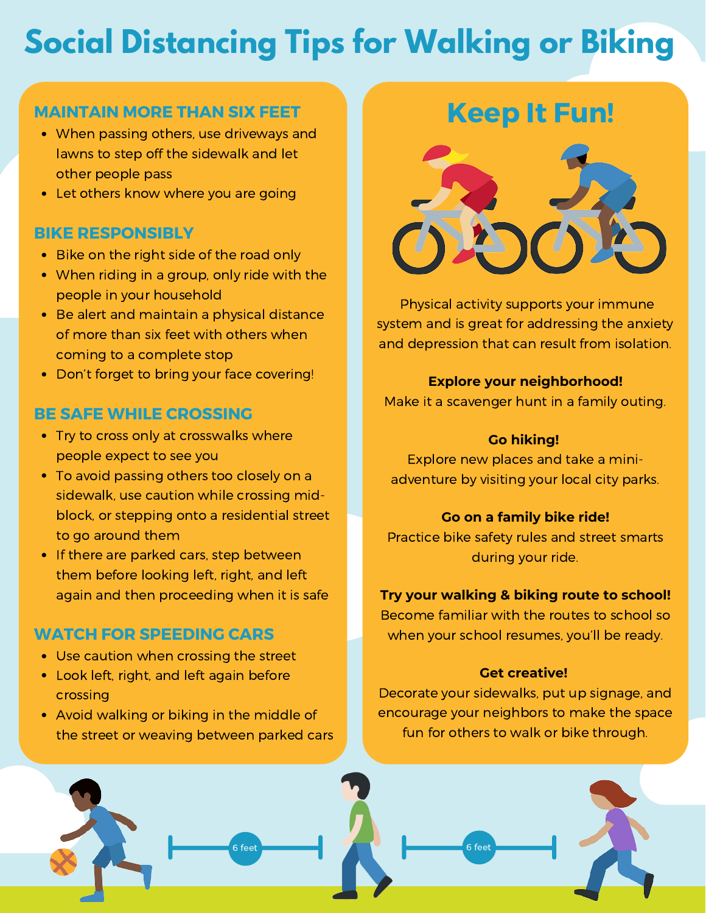# Social Distancing Tips for Walking or Biking

## MAINTAIN MORE THAN SIX FEET

- When passing others, use driveways and lawns to step off the sidewalk and let other people pass
- Let others know where you are going

## BIKE RESPONSIBLY

- Bike on the right side of the road only
- When riding in a group, only ride with the people in your household
- Be alert and maintain a physical distance of more than six feet with others when coming to a complete stop
- Don't forget to bring your face covering!

## BE SAFE WHILE CROSSING

- Try to cross only at crosswalks where people expect to see you
- To avoid passing others too closely on a sidewalk, use caution while crossing mid-block, or stepping onto a residential street to go around them
- If there are parked cars, step between them before looking left, right, and left again and then proceeding when it is safe

## WATCH FOR SPEEDING CARS

- Use caution when crossing the street
- Look left, right, and left again before crossing
- Avoid walking or biking in the middle of the street or weaving between parked cars

## Keep It Fun!

Physical activity supports your immune system and is great for addressing the anxiety and depression that can result from isolation.

**Explore your neighborhood!**
Make it a scavenger hunt in a family outing.

**Go hiking!**
Explore new places and take a mini-adventure by visiting your local city parks.

**Go on a family bike ride!**
Practice bike safety rules and street smarts during your ride.

**Try your walking & biking route to school!**
Become familiar with the routes to school so when your school resumes, you'll be ready.

**Get creative!**
Decorate your sidewalks, put up signage, and encourage your neighbors to make the space fun for others to walk or bike through.

6 feet

6 feet